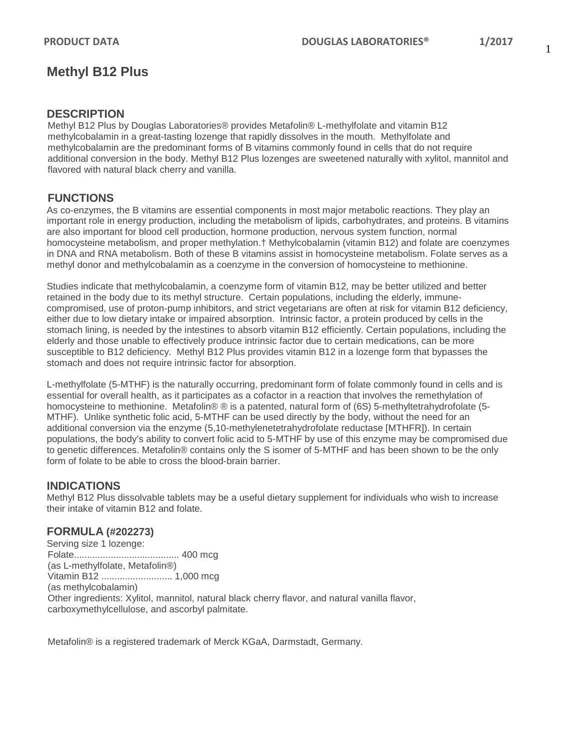# Methyl B12 Plus

## DESCRIPTION

Methyl B12 Plus by Douglas Laboratories® provides Metafolin® L-methylfolate and vitamin B12 methylcobalamin in a great-tasting lozenge that rapidly dissolves in the mouth. Methylfolate and methylcobalamin are the predominant forms of B vitamins commonly found in cells that do not require additional conversion in the body. Methyl B12 Plus lozenges are sweetened naturally with xylitol, mannitol and flavored with natural black cherry and vanilla.

## FUNCTIONS

As co-enzymes, the B vitamins are essential components in most major metabolic reactions. They play an important role in energy production, including the metabolism of lipids, carbohydrates, and proteins. B vitamins are also important for blood cell production, hormone production, nervous system function, normal homocysteine metabolism, and proper methylation.† Methylcobalamin (vitamin B12) and folate are coenzymes in DNA and RNA metabolism. Both of these B vitamins assist in homocysteine metabolism. Folate serves as a methyl donor and methylcobalamin as a coenzyme in the conversion of homocysteine to methionine.

Studies indicate that methylcobalamin, a coenzyme form of vitamin B12, may be better utilized and better retained in the body due to its methyl structure. Certain populations, including the elderly, immune-compromised, use of proton-pump inhibitors, and strict vegetarians are often at risk for vitamin B12 deficiency, either due to low dietary intake or impaired absorption. Intrinsic factor, a protein produced by cells in the stomach lining, is needed by the intestines to absorb vitamin B12 efficiently. Certain populations, including the elderly and those unable to effectively produce intrinsic factor due to certain medications, can be more susceptible to B12 deficiency. Methyl B12 Plus provides vitamin B12 in a lozenge form that bypasses the stomach and does not require intrinsic factor for absorption.

L-methylfolate (5-MTHF) is the naturally occurring, predominant form of folate commonly found in cells and is essential for overall health, as it participates as a cofactor in a reaction that involves the remethylation of homocysteine to methionine. Metafolin® ® is a patented, natural form of (6S) 5-methyltetrahydrofolate (5-MTHF). Unlike synthetic folic acid, 5-MTHF can be used directly by the body, without the need for an additional conversion via the enzyme (5,10-methylenetetrahydrofolate reductase [MTHFR]). In certain populations, the body's ability to convert folic acid to 5-MTHF by use of this enzyme may be compromised due to genetic differences. Metafolin® contains only the S isomer of 5-MTHF and has been shown to be the only form of folate to be able to cross the blood-brain barrier.

## INDICATIONS

Methyl B12 Plus dissolvable tablets may be a useful dietary supplement for individuals who wish to increase their intake of vitamin B12 and folate.

## FORMULA (#202273)

Serving size 1 lozenge:
Folate........................................ 400 mcg
(as L-methylfolate, Metafolin®)
Vitamin B12 ........................... 1,000 mcg
(as methylcobalamin)
Other ingredients: Xylitol, mannitol, natural black cherry flavor, and natural vanilla flavor, carboxymethylcellulose, and ascorbyl palmitate.

Metafolin® is a registered trademark of Merck KGaA, Darmstadt, Germany.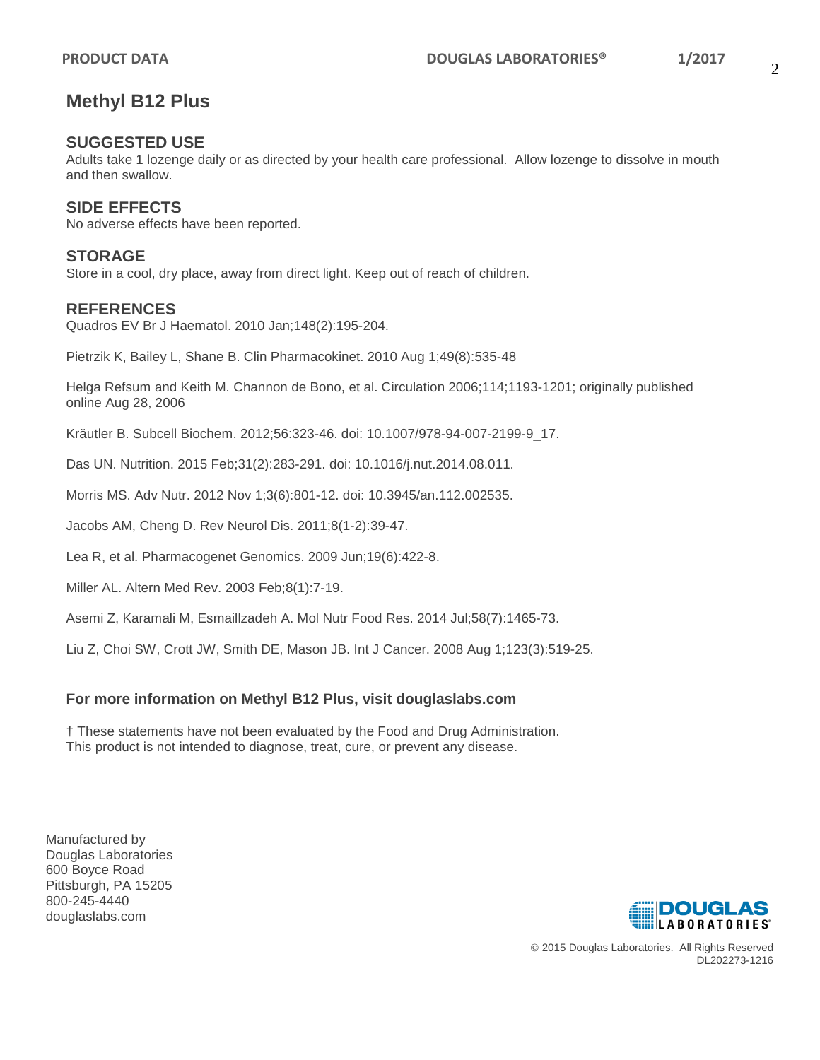# Methyl B12 Plus

## SUGGESTED USE

Adults take 1 lozenge daily or as directed by your health care professional. Allow lozenge to dissolve in mouth and then swallow.

## SIDE EFFECTS

No adverse effects have been reported.

## STORAGE

Store in a cool, dry place, away from direct light. Keep out of reach of children.

## REFERENCES

Quadros EV Br J Haematol. 2010 Jan;148(2):195-204.

Pietrzik K, Bailey L, Shane B. Clin Pharmacokinet. 2010 Aug 1;49(8):535-48

Helga Refsum and Keith M. Channon de Bono, et al. Circulation 2006;114;1193-1201; originally published online Aug 28, 2006

Kräutler B. Subcell Biochem. 2012;56:323-46. doi: 10.1007/978-94-007-2199-9_17.

Das UN. Nutrition. 2015 Feb;31(2):283-291. doi: 10.1016/j.nut.2014.08.011.

Morris MS. Adv Nutr. 2012 Nov 1;3(6):801-12. doi: 10.3945/an.112.002535.

Jacobs AM, Cheng D. Rev Neurol Dis. 2011;8(1-2):39-47.

Lea R, et al. Pharmacogenet Genomics. 2009 Jun;19(6):422-8.

Miller AL. Altern Med Rev. 2003 Feb;8(1):7-19.

Asemi Z, Karamali M, Esmaillzadeh A. Mol Nutr Food Res. 2014 Jul;58(7):1465-73.

Liu Z, Choi SW, Crott JW, Smith DE, Mason JB. Int J Cancer. 2008 Aug 1;123(3):519-25.

**For more information on Methyl B12 Plus, visit douglaslabs.com**

† These statements have not been evaluated by the Food and Drug Administration.
This product is not intended to diagnose, treat, cure, or prevent any disease.

Manufactured by
Douglas Laboratories
600 Boyce Road
Pittsburgh, PA 15205
800-245-4440
douglaslabs.com

© 2015 Douglas Laboratories. All Rights Reserved
DL202273-1216